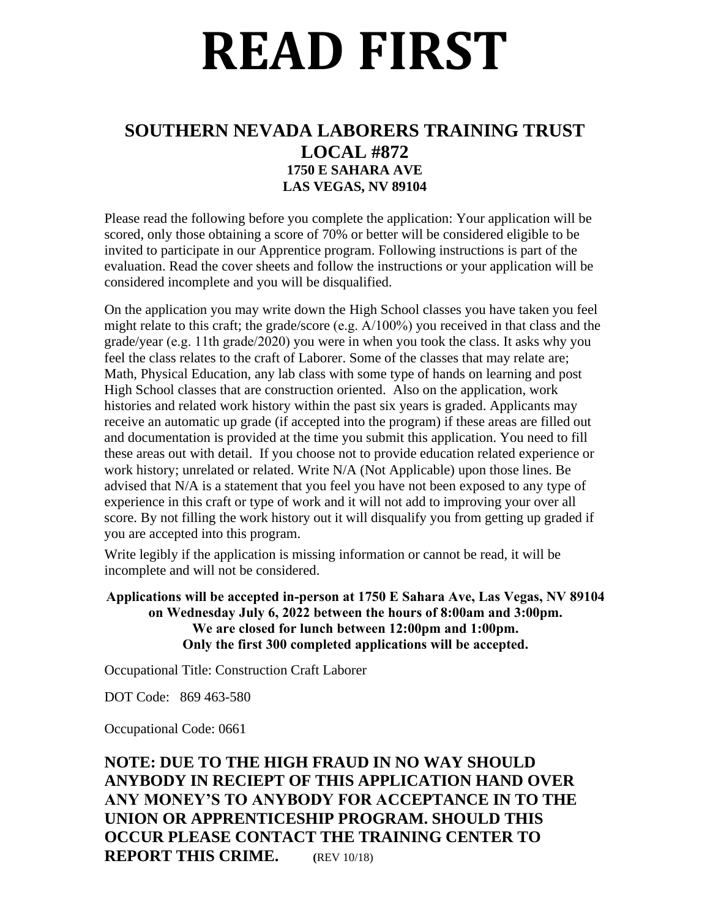# READ FIRST

## SOUTHERN NEVADA LABORERS TRAINING TRUST
## LOCAL #872

**1750 E SAHARA AVE**
**LAS VEGAS, NV 89104**

Please read the following before you complete the application: Your application will be scored, only those obtaining a score of 70% or better will be considered eligible to be invited to participate in our Apprentice program. Following instructions is part of the evaluation. Read the cover sheets and follow the instructions or your application will be considered incomplete and you will be disqualified.

On the application you may write down the High School classes you have taken you feel might relate to this craft; the grade/score (e.g. A/100%) you received in that class and the grade/year (e.g. 11th grade/2020) you were in when you took the class. It asks why you feel the class relates to the craft of Laborer. Some of the classes that may relate are; Math, Physical Education, any lab class with some type of hands on learning and post High School classes that are construction oriented. Also on the application, work histories and related work history within the past six years is graded. Applicants may receive an automatic up grade (if accepted into the program) if these areas are filled out and documentation is provided at the time you submit this application. You need to fill these areas out with detail. If you choose not to provide education related experience or work history; unrelated or related. Write N/A (Not Applicable) upon those lines. Be advised that N/A is a statement that you feel you have not been exposed to any type of experience in this craft or type of work and it will not add to improving your over all score. By not filling the work history out it will disqualify you from getting up graded if you are accepted into this program.

Write legibly if the application is missing information or cannot be read, it will be incomplete and will not be considered.

**Applications will be accepted in-person at 1750 E Sahara Ave, Las Vegas, NV 89104 on Wednesday July 6, 2022 between the hours of 8:00am and 3:00pm.**
**We are closed for lunch between 12:00pm and 1:00pm.**
**Only the first 300 completed applications will be accepted.**

Occupational Title: Construction Craft Laborer

DOT Code: 869 463-580

Occupational Code: 0661

**NOTE: DUE TO THE HIGH FRAUD IN NO WAY SHOULD ANYBODY IN RECIEPT OF THIS APPLICATION HAND OVER ANY MONEY'S TO ANYBODY FOR ACCEPTANCE IN TO THE UNION OR APPRENTICESHIP PROGRAM. SHOULD THIS OCCUR PLEASE CONTACT THE TRAINING CENTER TO REPORT THIS CRIME.** (REV 10/18)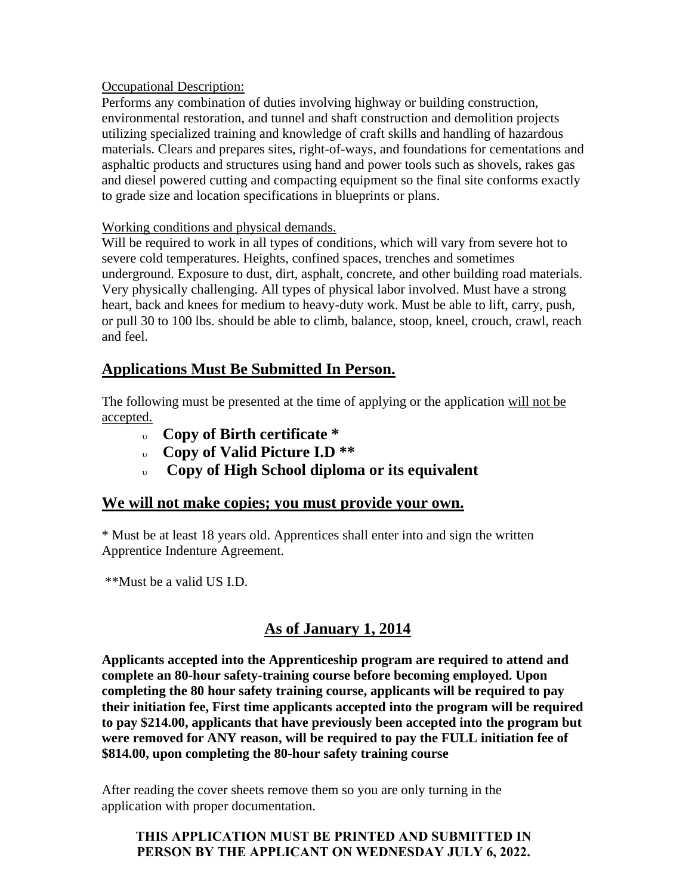Occupational Description:

Performs any combination of duties involving highway or building construction, environmental restoration, and tunnel and shaft construction and demolition projects utilizing specialized training and knowledge of craft skills and handling of hazardous materials. Clears and prepares sites, right-of-ways, and foundations for cementations and asphaltic products and structures using hand and power tools such as shovels, rakes gas and diesel powered cutting and compacting equipment so the final site conforms exactly to grade size and location specifications in blueprints or plans.

Working conditions and physical demands.

Will be required to work in all types of conditions, which will vary from severe hot to severe cold temperatures. Heights, confined spaces, trenches and sometimes underground. Exposure to dust, dirt, asphalt, concrete, and other building road materials. Very physically challenging. All types of physical labor involved. Must have a strong heart, back and knees for medium to heavy-duty work. Must be able to lift, carry, push, or pull 30 to 100 lbs. should be able to climb, balance, stoop, kneel, crouch, crawl, reach and feel.

## Applications Must Be Submitted In Person.

The following must be presented at the time of applying or the application will not be accepted.

- **Copy of Birth certificate ***
- **Copy of Valid Picture I.D ****
- **Copy of High School diploma or its equivalent**

## We will not make copies; you must provide your own.

* Must be at least 18 years old. Apprentices shall enter into and sign the written Apprentice Indenture Agreement.

**Must be a valid US I.D.

## As of January 1, 2014

**Applicants accepted into the Apprenticeship program are required to attend and complete an 80-hour safety-training course before becoming employed. Upon completing the 80 hour safety training course, applicants will be required to pay their initiation fee, First time applicants accepted into the program will be required to pay $214.00, applicants that have previously been accepted into the program but were removed for ANY reason, will be required to pay the FULL initiation fee of $814.00, upon completing the 80-hour safety training course**

After reading the cover sheets remove them so you are only turning in the application with proper documentation.

**THIS APPLICATION MUST BE PRINTED AND SUBMITTED IN PERSON BY THE APPLICANT ON WEDNESDAY JULY 6, 2022.**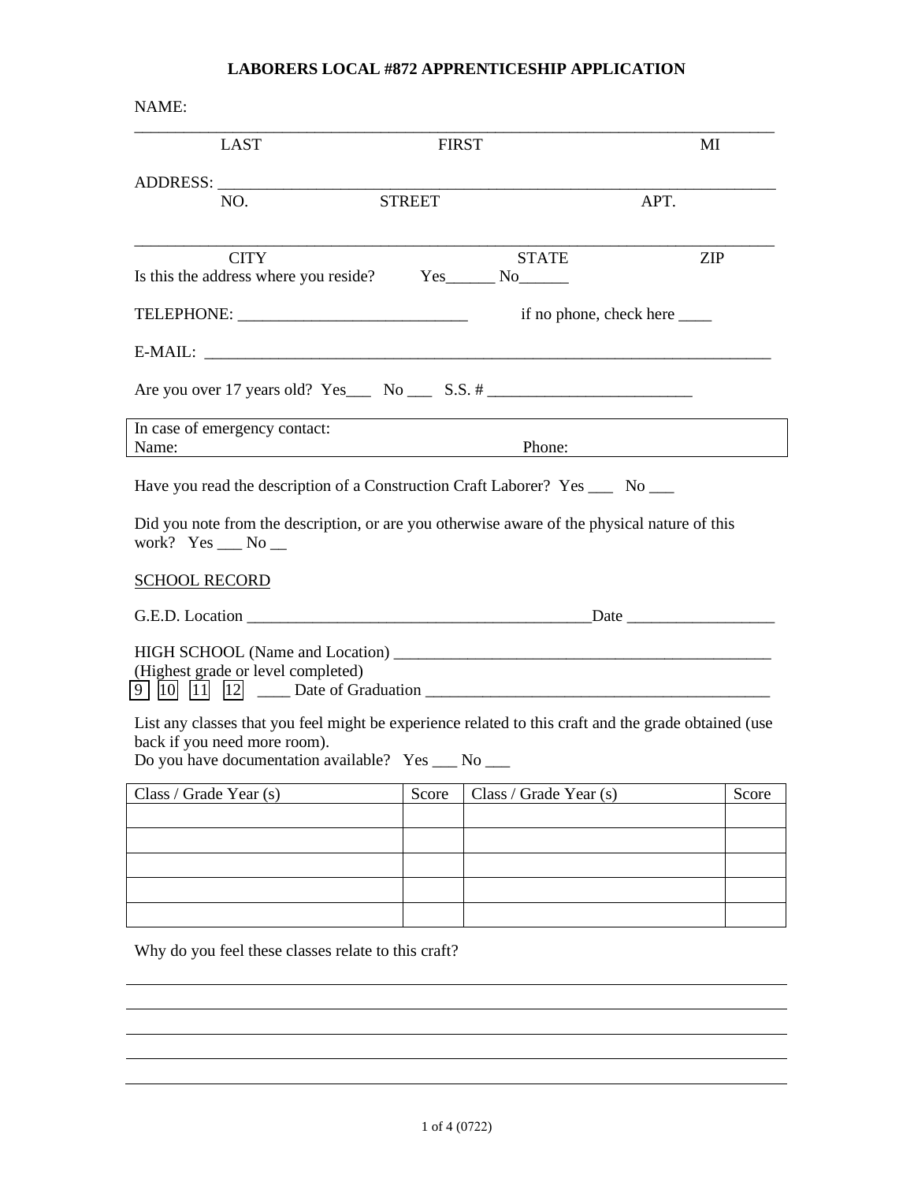# LABORERS LOCAL #872 APPRENTICESHIP APPLICATION

NAME:

______________________________________________________________________________

LAST FIRST MI

ADDRESS: _____________________________________________________________________

NO. STREET APT.

______________________________________________________________________________

CITY STATE ZIP

Is this the address where you reside? Yes______ No______

TELEPHONE: ____________________________ if no phone, check here ____

E-MAIL: ______________________________________________________________________

Are you over 17 years old? Yes___ No ___ S.S. # _________________________

| In case of emergency contact: | |
|---|---|
| Name: | Phone: |

Have you read the description of a Construction Craft Laborer? Yes ___ No ___

Did you note from the description, or are you otherwise aware of the physical nature of this work? Yes ___ No __

SCHOOL RECORD

G.E.D. Location ___________________________________________Date __________________

HIGH SCHOOL (Name and Location) _______________________________________________

(Highest grade or level completed)

9 10 11 12 ____ Date of Graduation __________________________________________

List any classes that you feel might be experience related to this craft and the grade obtained (use back if you need more room).

Do you have documentation available? Yes ___ No ___

| Class / Grade Year (s) | Score | Class / Grade Year (s) | Score |
|---|---|---|---|
| | | | |
| | | | |
| | | | |
| | | | |
| | | | |

Why do you feel these classes relate to this craft?

______________________________________________________________________________

______________________________________________________________________________

______________________________________________________________________________

______________________________________________________________________________

______________________________________________________________________________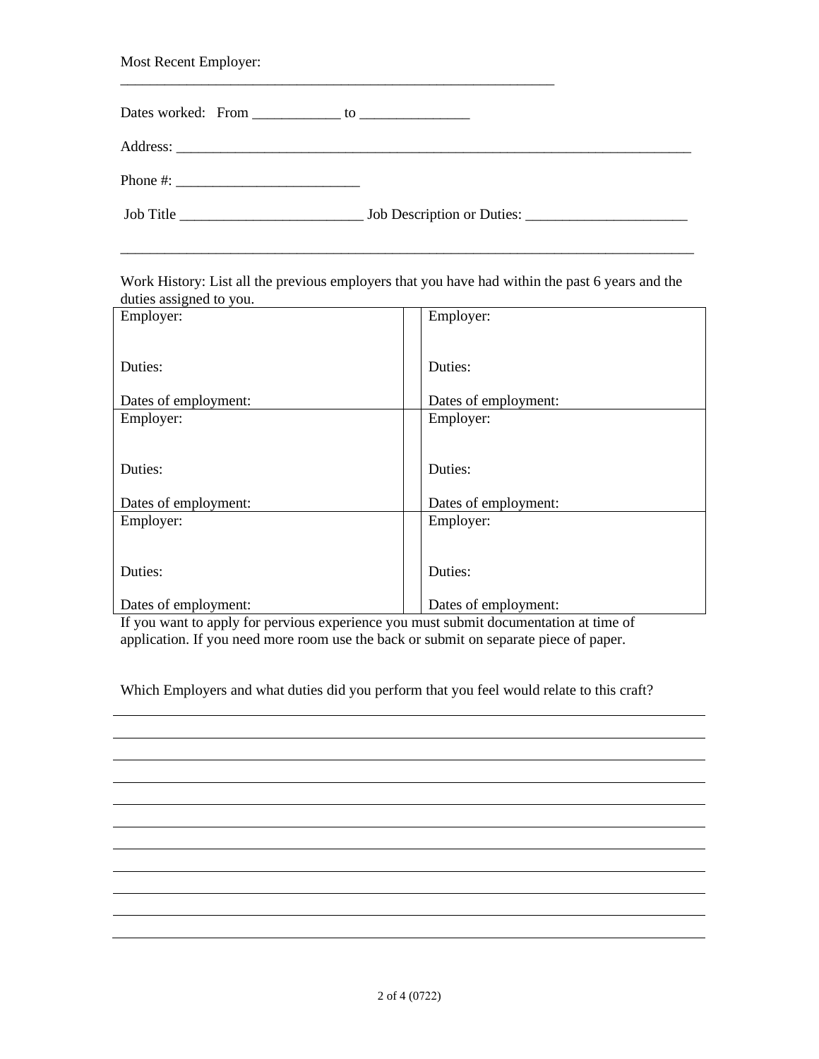Most Recent Employer: ____________________________________________________________

Dates worked: From ____________ to _______________

Address: ___________________________________________________________________________

Phone #: _________________________

Job Title _________________________ Job Description or Duties: ______________________

_______________________________________________________________________________

Work History: List all the previous employers that you have had within the past 6 years and the duties assigned to you.

| | | |
|---|---|---|
| Employer:<br><br>Duties:<br><br>Dates of employment: | | Employer:<br><br>Duties:<br><br>Dates of employment: |
| Employer:<br><br>Duties:<br><br>Dates of employment: | | Employer:<br><br>Duties:<br><br>Dates of employment: |
| Employer:<br><br>Duties:<br><br>Dates of employment: | | Employer:<br><br>Duties:<br><br>Dates of employment: |

If you want to apply for pervious experience you must submit documentation at time of application. If you need more room use the back or submit on separate piece of paper.

Which Employers and what duties did you perform that you feel would relate to this craft?

_______________________________________________________________________________

_______________________________________________________________________________

_______________________________________________________________________________

_______________________________________________________________________________

_______________________________________________________________________________

_______________________________________________________________________________

_______________________________________________________________________________

_______________________________________________________________________________

_______________________________________________________________________________

_______________________________________________________________________________

_______________________________________________________________________________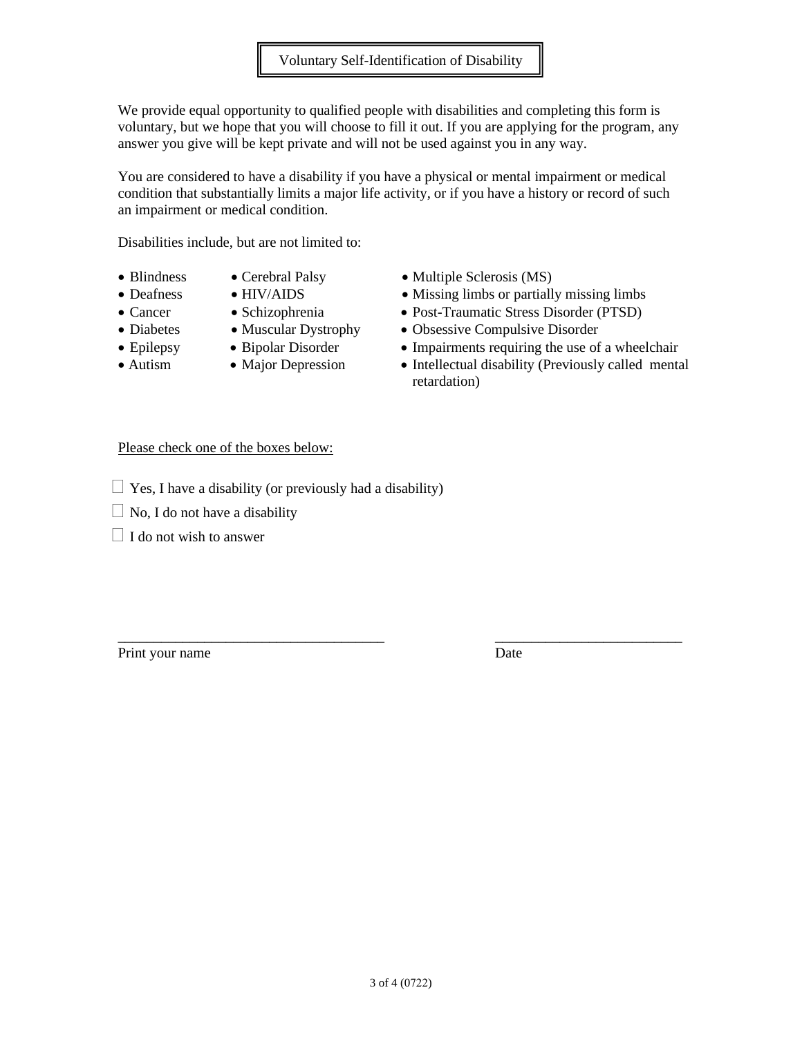# Voluntary Self-Identification of Disability

We provide equal opportunity to qualified people with disabilities and completing this form is voluntary, but we hope that you will choose to fill it out. If you are applying for the program, any answer you give will be kept private and will not be used against you in any way.

You are considered to have a disability if you have a physical or mental impairment or medical condition that substantially limits a major life activity, or if you have a history or record of such an impairment or medical condition.

Disabilities include, but are not limited to:

- Blindness
- Deafness
- Cancer
- Diabetes
- Epilepsy
- Autism
- Cerebral Palsy
- HIV/AIDS
- Schizophrenia
- Muscular Dystrophy
- Bipolar Disorder
- Major Depression
- Multiple Sclerosis (MS)
- Missing limbs or partially missing limbs
- Post-Traumatic Stress Disorder (PTSD)
- Obsessive Compulsive Disorder
- Impairments requiring the use of a wheelchair
- Intellectual disability (Previously called mental retardation)

Please check one of the boxes below:

☐ Yes, I have a disability (or previously had a disability)

☐ No, I do not have a disability

☐ I do not wish to answer

_____________________________________ __________________________

Print your name Date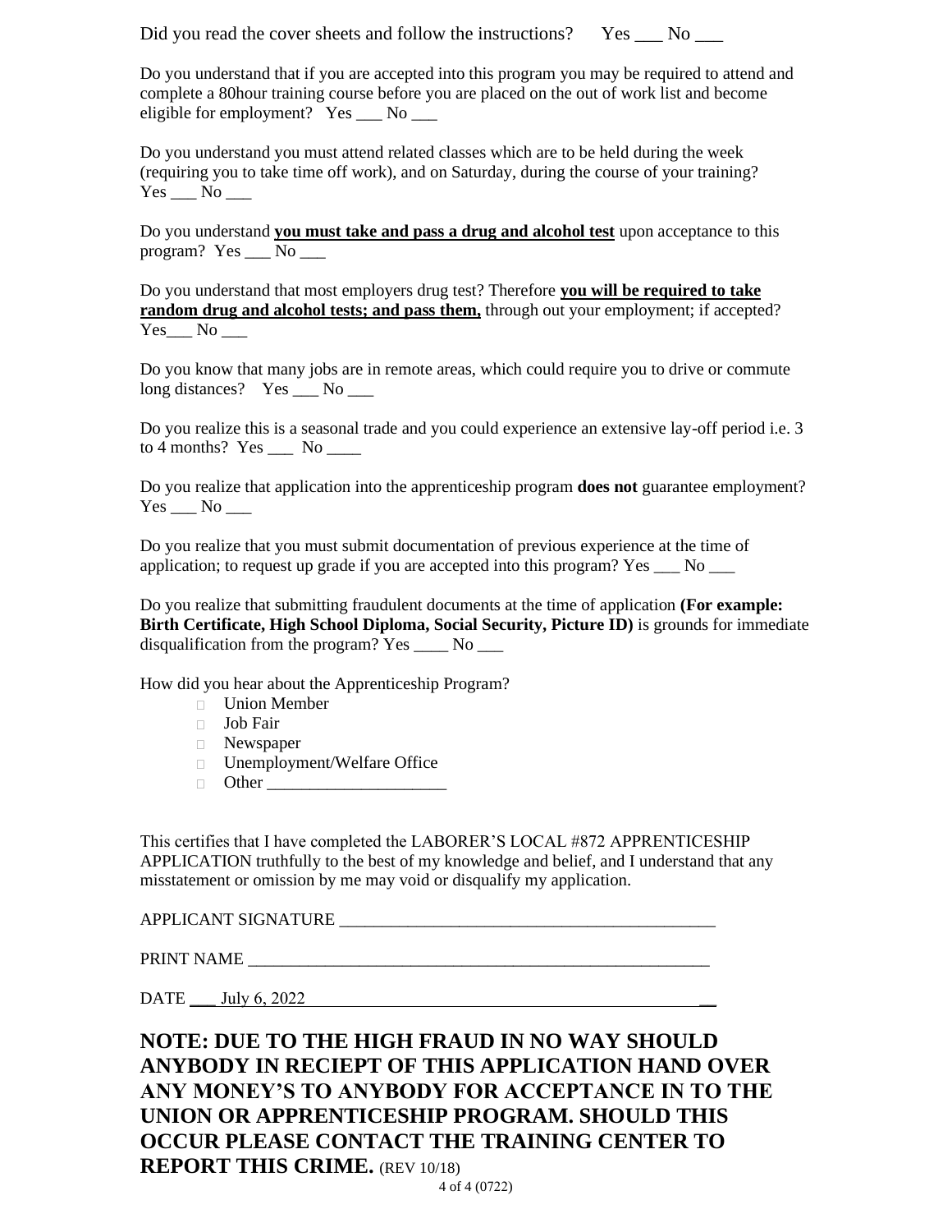Did you read the cover sheets and follow the instructions? Yes ___ No ___

Do you understand that if you are accepted into this program you may be required to attend and complete a 80hour training course before you are placed on the out of work list and become eligible for employment? Yes ___ No ___

Do you understand you must attend related classes which are to be held during the week (requiring you to take time off work), and on Saturday, during the course of your training? Yes ___ No ___

Do you understand **you must take and pass a drug and alcohol test** upon acceptance to this program? Yes ___ No ___

Do you understand that most employers drug test? Therefore **you will be required to take random drug and alcohol tests; and pass them,** through out your employment; if accepted? Yes___ No ___

Do you know that many jobs are in remote areas, which could require you to drive or commute long distances? Yes ___ No ___

Do you realize this is a seasonal trade and you could experience an extensive lay-off period i.e. 3 to 4 months? Yes ___ No ____

Do you realize that application into the apprenticeship program **does not** guarantee employment? Yes ___ No ___

Do you realize that you must submit documentation of previous experience at the time of application; to request up grade if you are accepted into this program? Yes ___ No ___

Do you realize that submitting fraudulent documents at the time of application **(For example: Birth Certificate, High School Diploma, Social Security, Picture ID)** is grounds for immediate disqualification from the program? Yes ____ No ___

How did you hear about the Apprenticeship Program?

- ☐ Union Member
- ☐ Job Fair
- ☐ Newspaper
- ☐ Unemployment/Welfare Office
- ☐ Other ____________________

This certifies that I have completed the LABORER'S LOCAL #872 APPRENTICESHIP APPLICATION truthfully to the best of my knowledge and belief, and I understand that any misstatement or omission by me may void or disqualify my application.

APPLICANT SIGNATURE ____________________________________________

PRINT NAME ______________________________________________________

DATE ___ July 6, 2022 ___

**NOTE: DUE TO THE HIGH FRAUD IN NO WAY SHOULD ANYBODY IN RECIEPT OF THIS APPLICATION HAND OVER ANY MONEY'S TO ANYBODY FOR ACCEPTANCE IN TO THE UNION OR APPRENTICESHIP PROGRAM. SHOULD THIS OCCUR PLEASE CONTACT THE TRAINING CENTER TO REPORT THIS CRIME.** (REV 10/18)